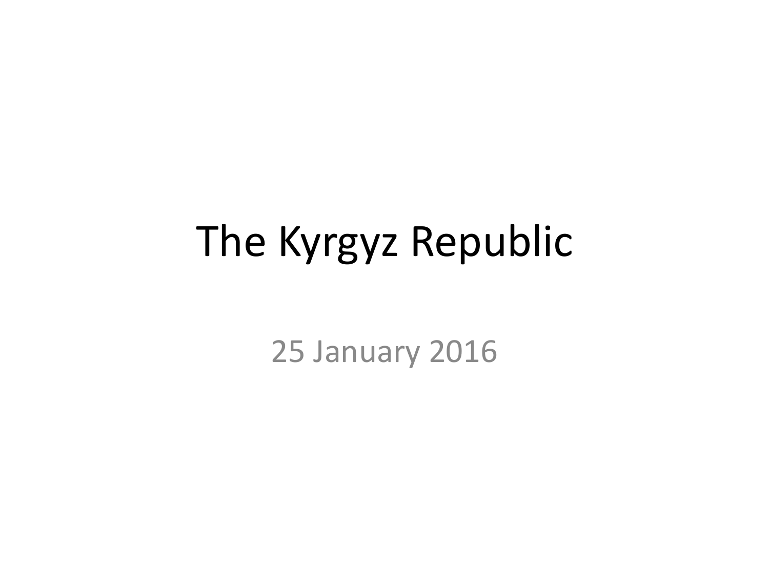# The Kyrgyz Republic

25 January 2016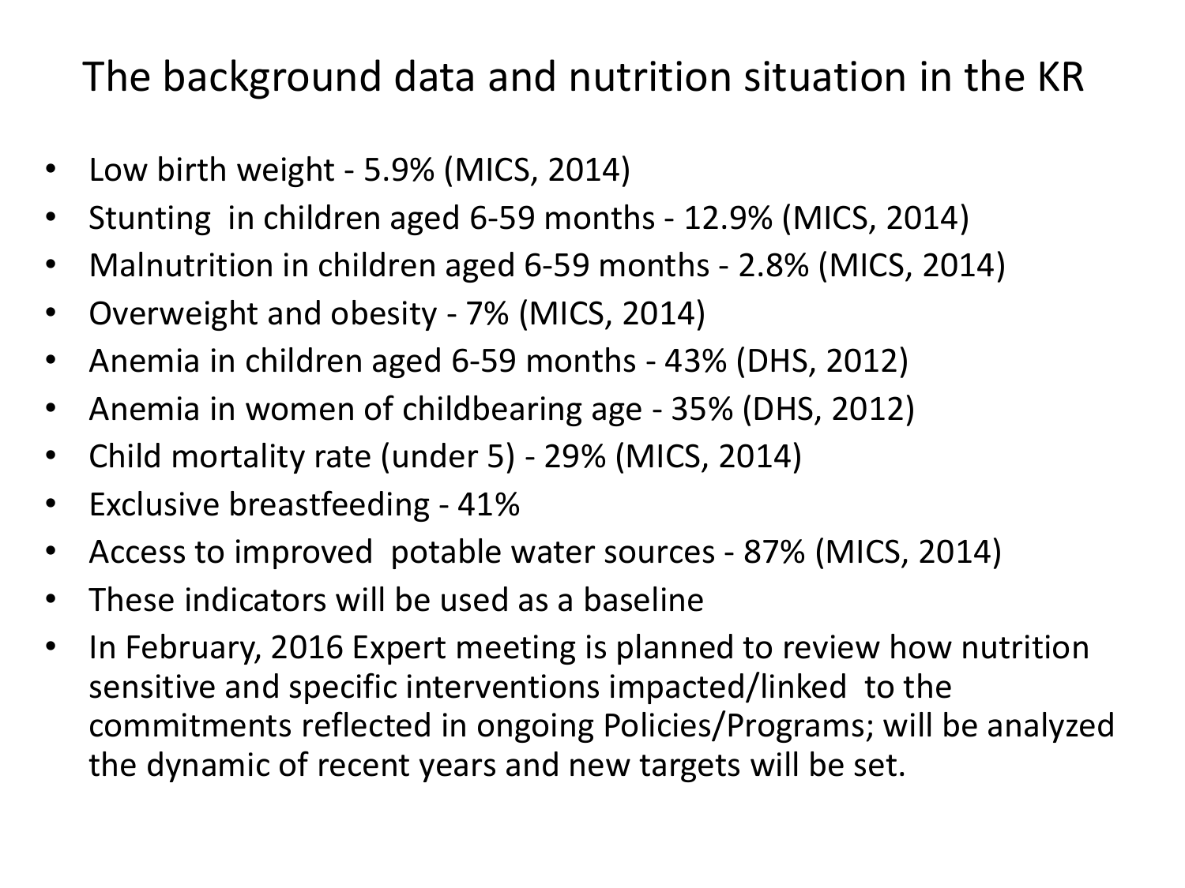# The background data and nutrition situation in the KR

- Low birth weight - 5.9% (MICS, 2014)
- Stunting in children aged 6-59 months - 12.9% (MICS, 2014)
- Malnutrition in children aged 6-59 months - 2.8% (MICS, 2014)
- Overweight and obesity - 7% (MICS, 2014)
- Anemia in children aged 6-59 months - 43% (DHS, 2012)
- Anemia in women of childbearing age - 35% (DHS, 2012)
- Child mortality rate (under 5) - 29% (MICS, 2014)
- Exclusive breastfeeding - 41%
- Access to improved potable water sources - 87% (MICS, 2014)
- These indicators will be used as a baseline
- In February, 2016 Expert meeting is planned to review how nutrition sensitive and specific interventions impacted/linked to the commitments reflected in ongoing Policies/Programs; will be analyzed the dynamic of recent years and new targets will be set.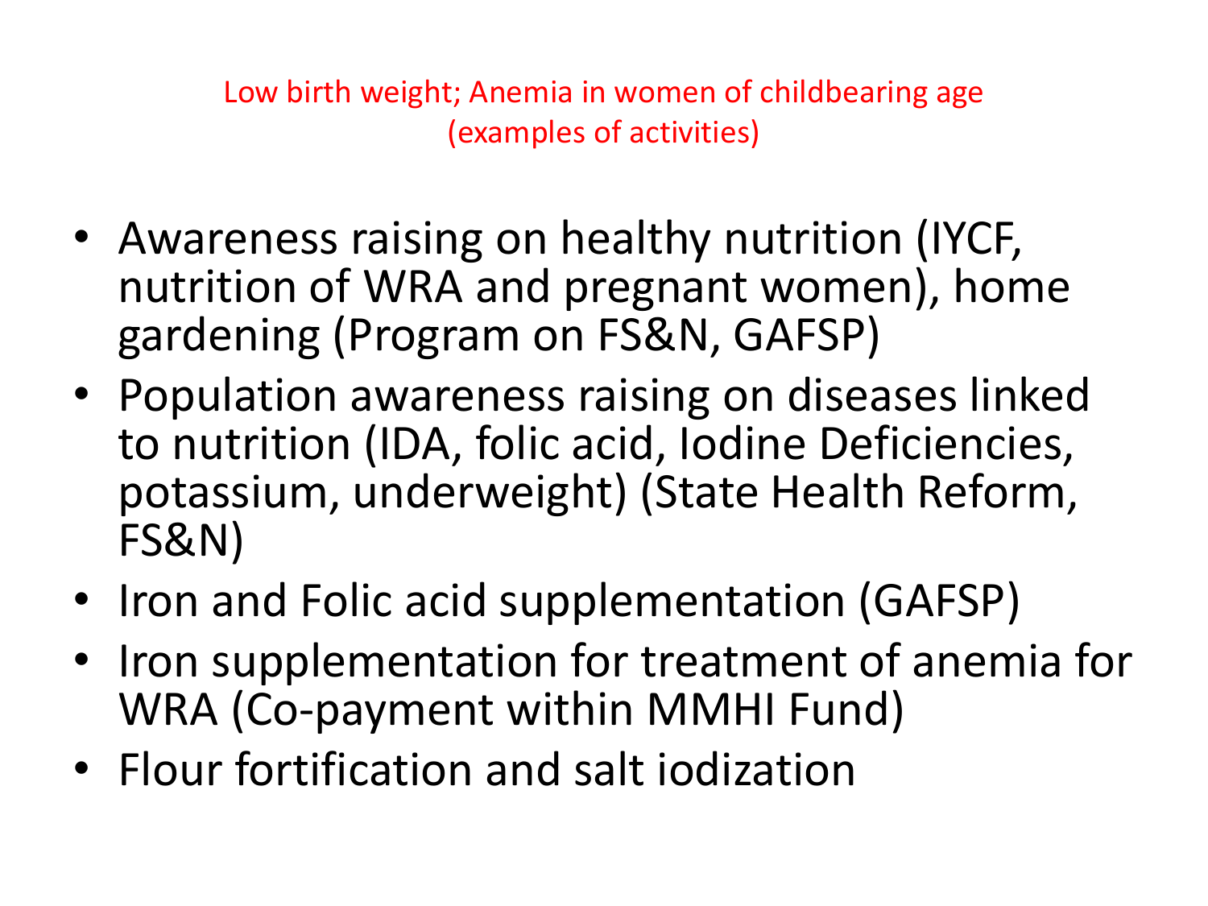## Low birth weight; Anemia in women of childbearing age (examples of activities)

- Awareness raising on healthy nutrition (IYCF, nutrition of WRA and pregnant women), home gardening (Program on FS&N, GAFSP)
- Population awareness raising on diseases linked to nutrition (IDA, folic acid, Iodine Deficiencies, potassium, underweight) (State Health Reform, FS&N)
- Iron and Folic acid supplementation (GAFSP)
- Iron supplementation for treatment of anemia for WRA (Co-payment within MMHI Fund)
- Flour fortification and salt iodization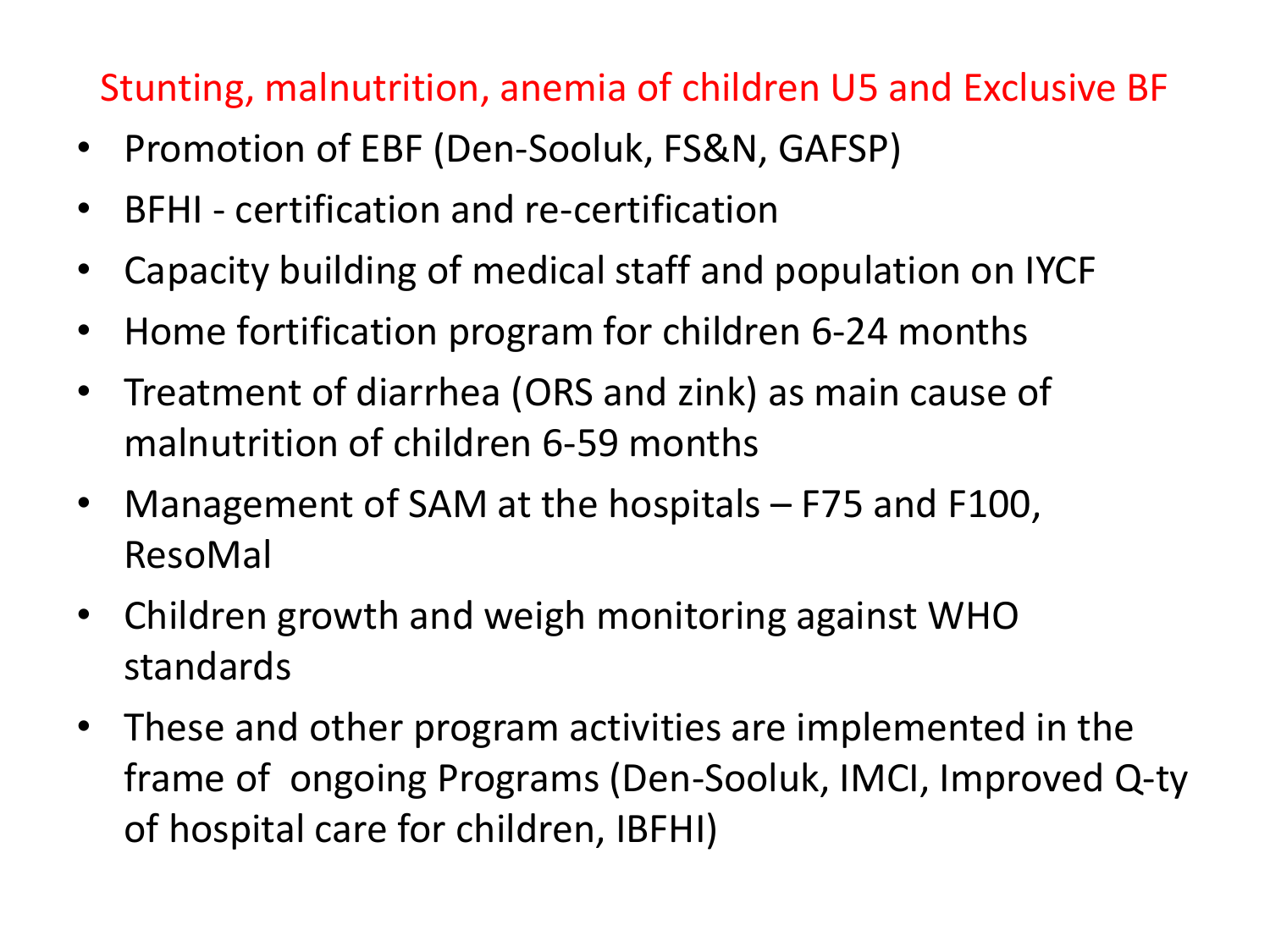## Stunting, malnutrition, anemia of children U5 and Exclusive BF

- Promotion of EBF (Den-Sooluk, FS&N, GAFSP)
- BFHI - certification and re-certification
- Capacity building of medical staff and population on IYCF
- Home fortification program for children 6-24 months
- Treatment of diarrhea (ORS and zink) as main cause of malnutrition of children 6-59 months
- Management of SAM at the hospitals – F75 and F100, ResoMal
- Children growth and weigh monitoring against WHO standards
- These and other program activities are implemented in the frame of ongoing Programs (Den-Sooluk, IMCI, Improved Q-ty of hospital care for children, IBFHI)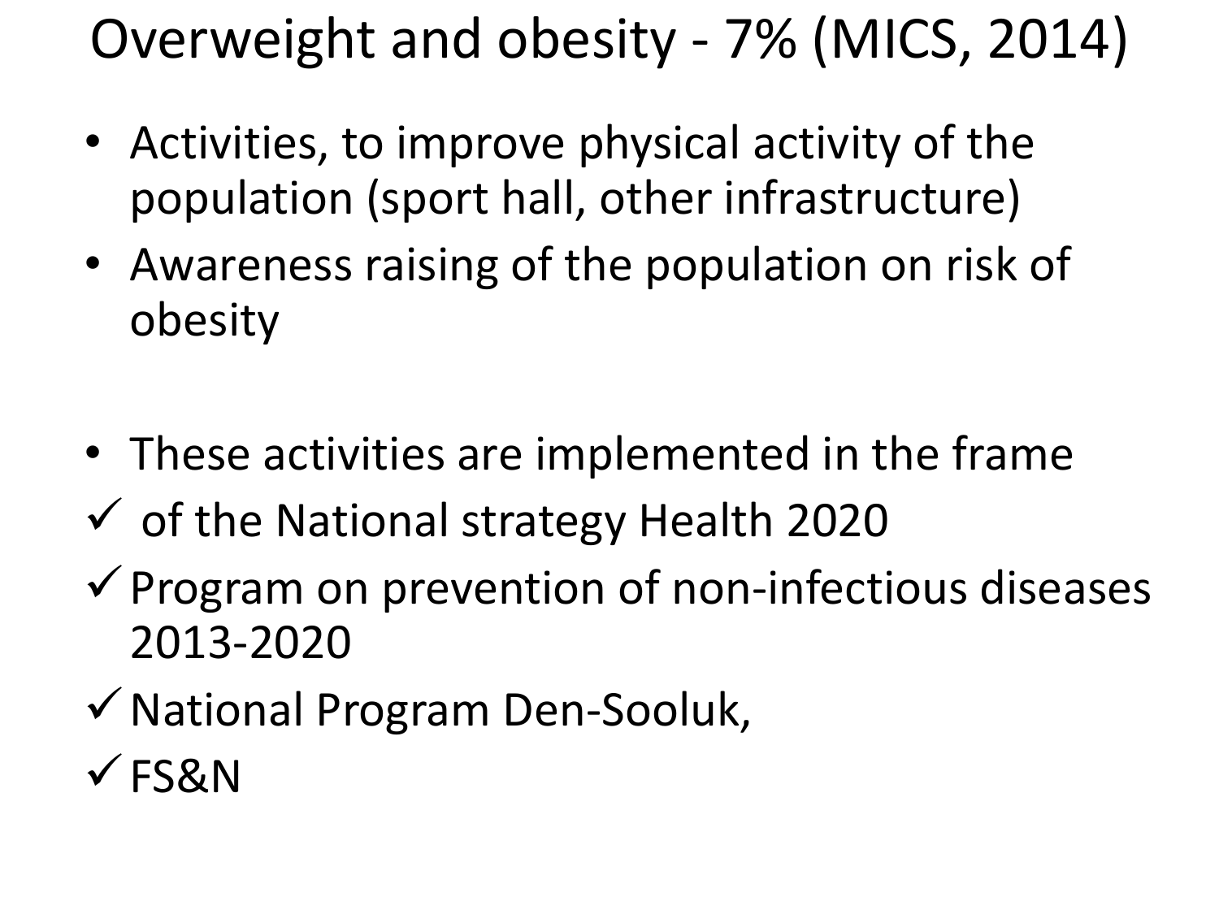# Overweight and obesity - 7% (MICS, 2014)

- Activities, to improve physical activity of the population (sport hall, other infrastructure)
- Awareness raising of the population on risk of obesity

- These activities are implemented in the frame

✓ of the National strategy Health 2020

✓ Program on prevention of non-infectious diseases 2013-2020

✓ National Program Den-Sooluk,

✓ FS&N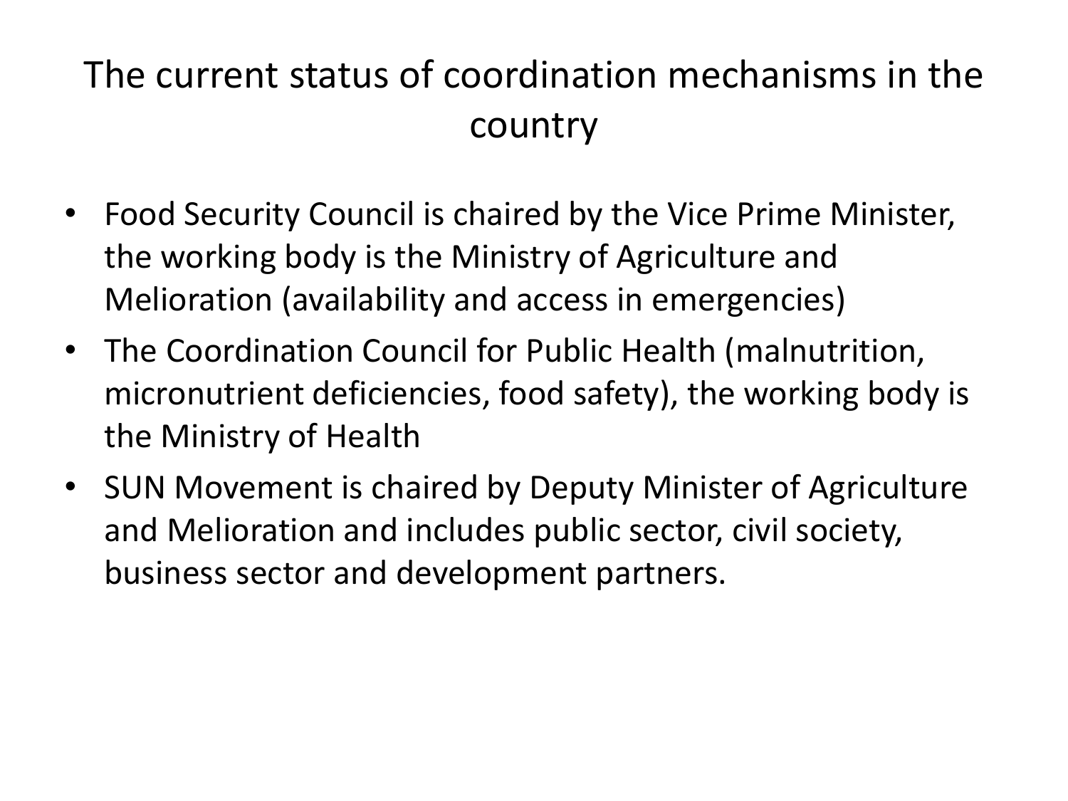# The current status of coordination mechanisms in the country

- Food Security Council is chaired by the Vice Prime Minister, the working body is the Ministry of Agriculture and Melioration (availability and access in emergencies)
- The Coordination Council for Public Health (malnutrition, micronutrient deficiencies, food safety), the working body is the Ministry of Health
- SUN Movement is chaired by Deputy Minister of Agriculture and Melioration and includes public sector, civil society, business sector and development partners.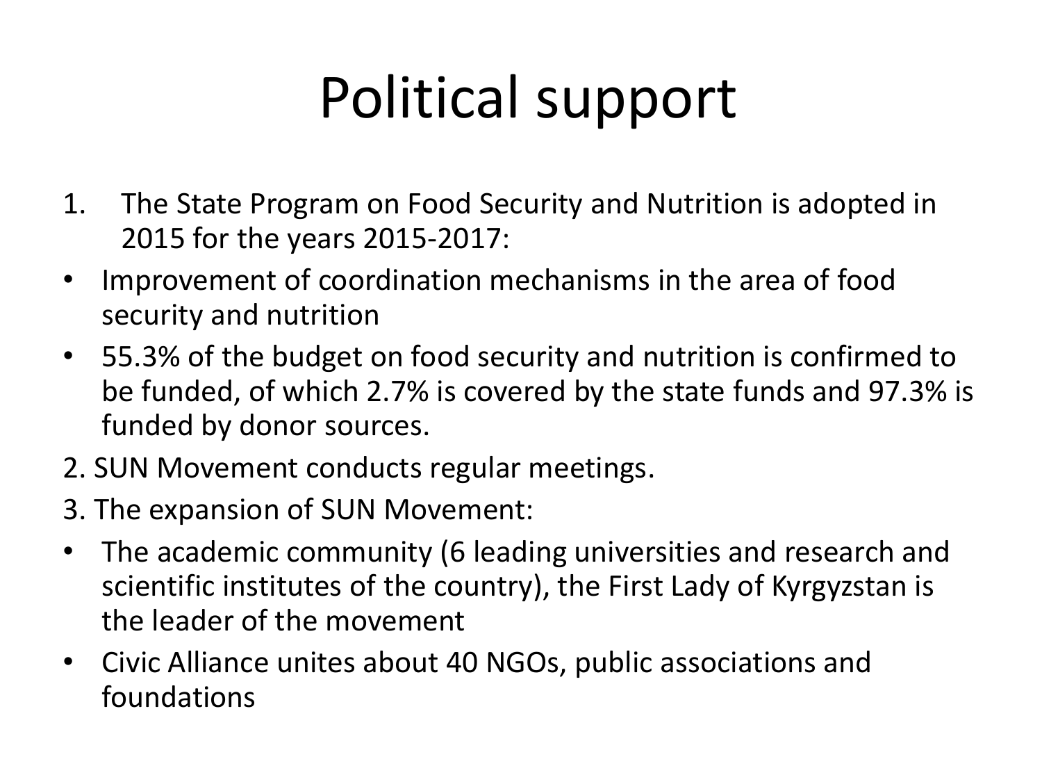# Political support

1. The State Program on Food Security and Nutrition is adopted in 2015 for the years 2015-2017:

- Improvement of coordination mechanisms in the area of food security and nutrition
- 55.3% of the budget on food security and nutrition is confirmed to be funded, of which 2.7% is covered by the state funds and 97.3% is funded by donor sources.

2. SUN Movement conducts regular meetings.

3. The expansion of SUN Movement:

- The academic community (6 leading universities and research and scientific institutes of the country), the First Lady of Kyrgyzstan is the leader of the movement
- Civic Alliance unites about 40 NGOs, public associations and foundations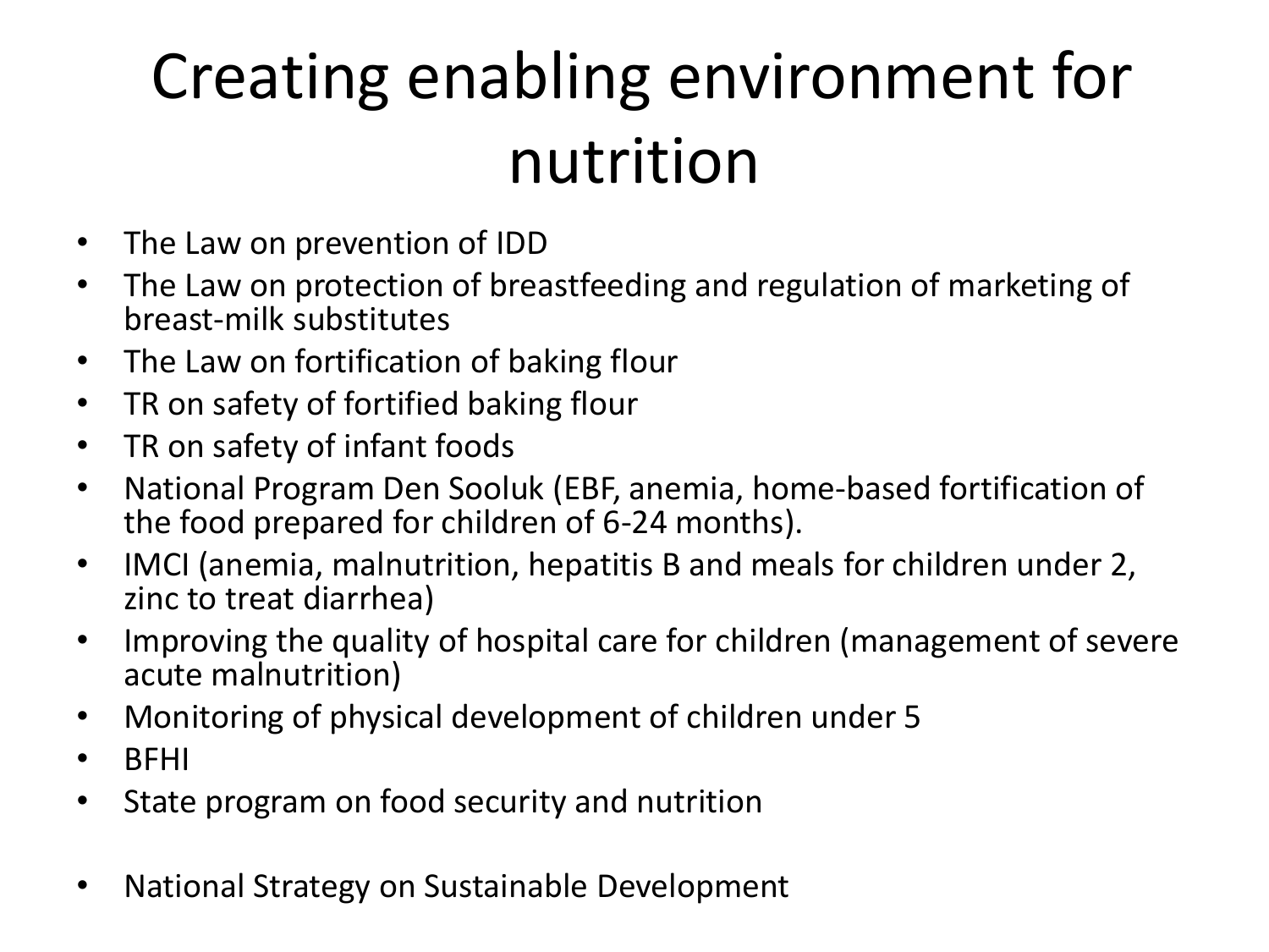# Creating enabling environment for nutrition

- The Law on prevention of IDD
- The Law on protection of breastfeeding and regulation of marketing of breast-milk substitutes
- The Law on fortification of baking flour
- TR on safety of fortified baking flour
- TR on safety of infant foods
- National Program Den Sooluk (EBF, anemia, home-based fortification of the food prepared for children of 6-24 months).
- IMCI (anemia, malnutrition, hepatitis B and meals for children under 2, zinc to treat diarrhea)
- Improving the quality of hospital care for children (management of severe acute malnutrition)
- Monitoring of physical development of children under 5
- BFHI
- State program on food security and nutrition
- National Strategy on Sustainable Development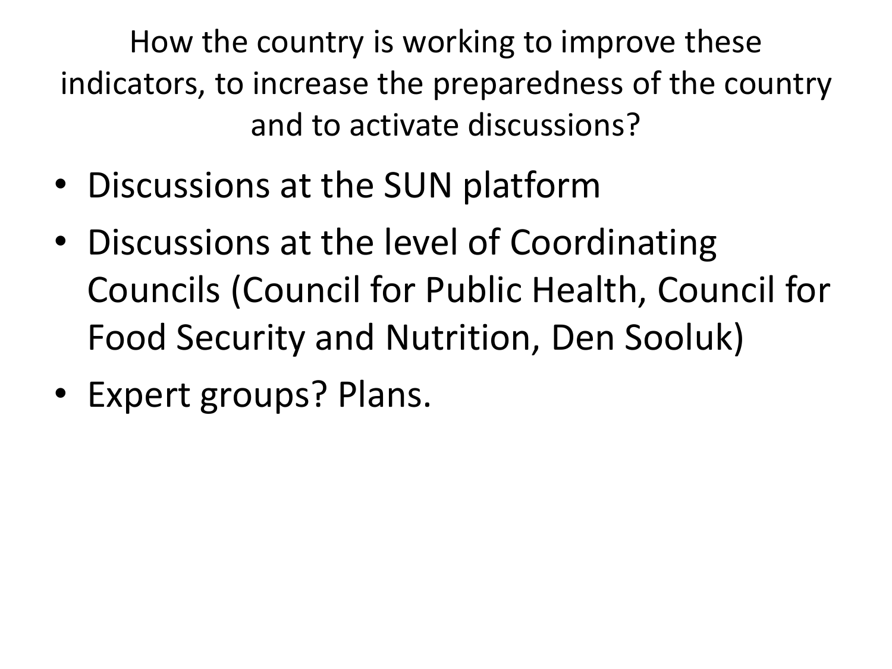# How the country is working to improve these indicators, to increase the preparedness of the country and to activate discussions?

- Discussions at the SUN platform
- Discussions at the level of Coordinating Councils (Council for Public Health, Council for Food Security and Nutrition, Den Sooluk)
- Expert groups? Plans.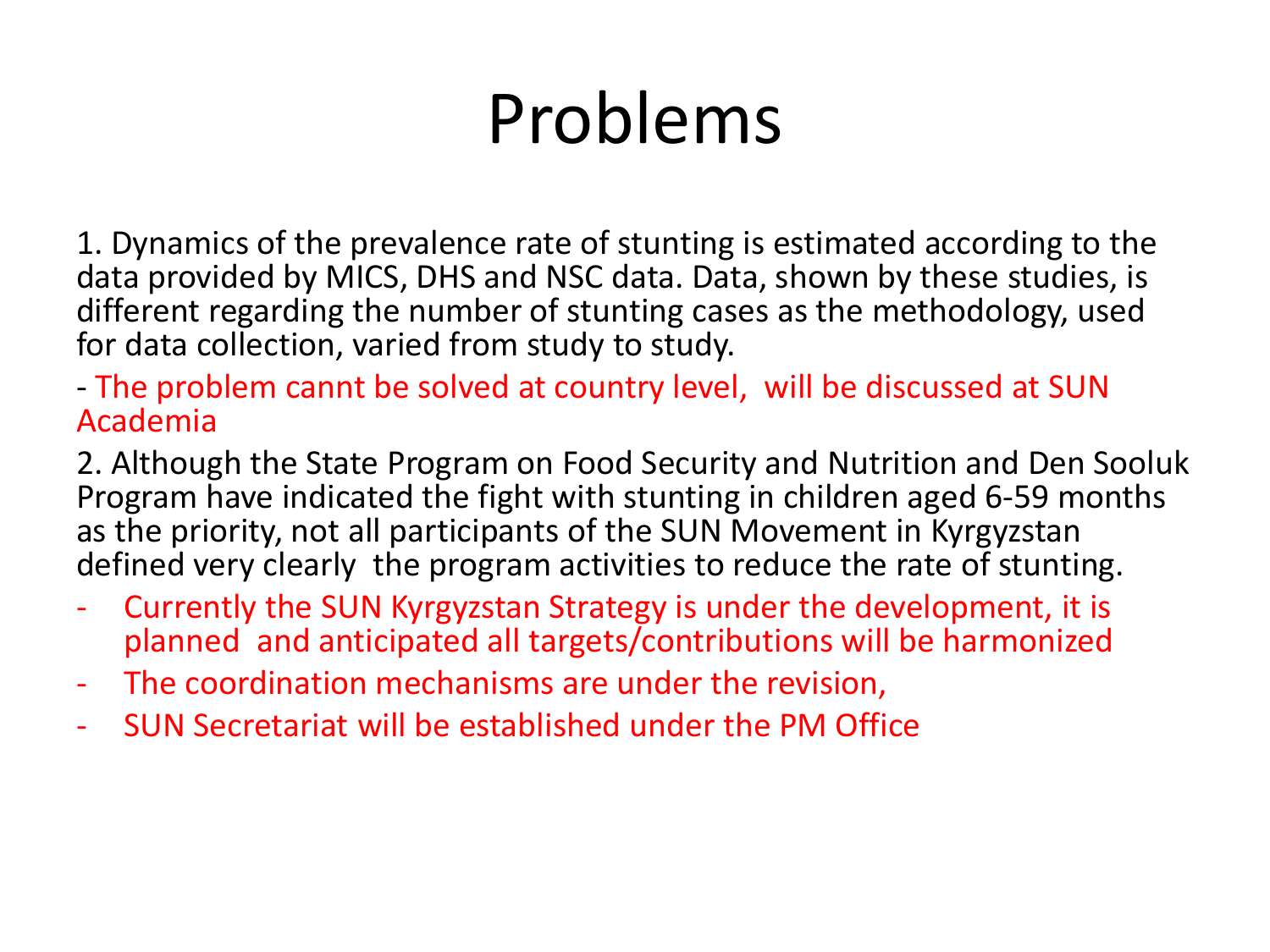# Problems

1. Dynamics of the prevalence rate of stunting is estimated according to the data provided by MICS, DHS and NSC data. Data, shown by these studies, is different regarding the number of stunting cases as the methodology, used for data collection, varied from study to study.

- The problem cannt be solved at country level,  will be discussed at SUN Academia

2. Although the State Program on Food Security and Nutrition and Den Sooluk Program have indicated the fight with stunting in children aged 6-59 months as the priority, not all participants of the SUN Movement in Kyrgyzstan defined very clearly  the program activities to reduce the rate of stunting.

- Currently the SUN Kyrgyzstan Strategy is under the development, it is planned  and anticipated all targets/contributions will be harmonized
- The coordination mechanisms are under the revision,
- SUN Secretariat will be established under the PM Office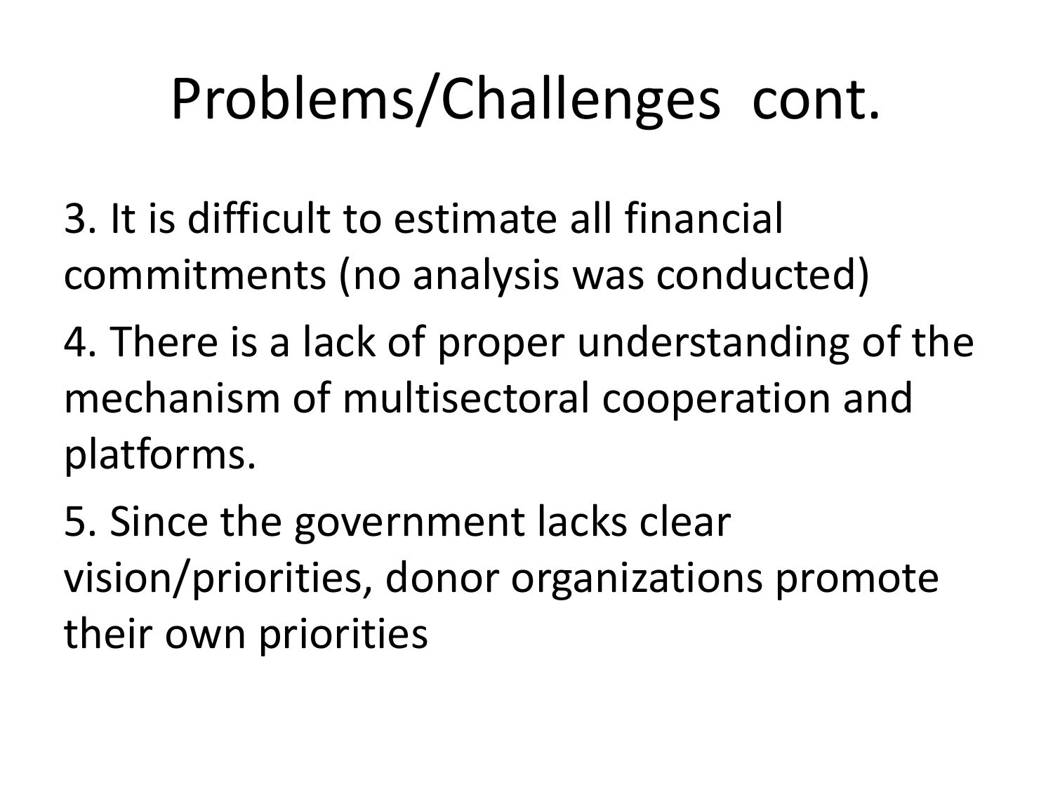# Problems/Challenges cont.

3. It is difficult to estimate all financial commitments (no analysis was conducted)
4. There is a lack of proper understanding of the mechanism of multisectoral cooperation and platforms.
5. Since the government lacks clear vision/priorities, donor organizations promote their own priorities